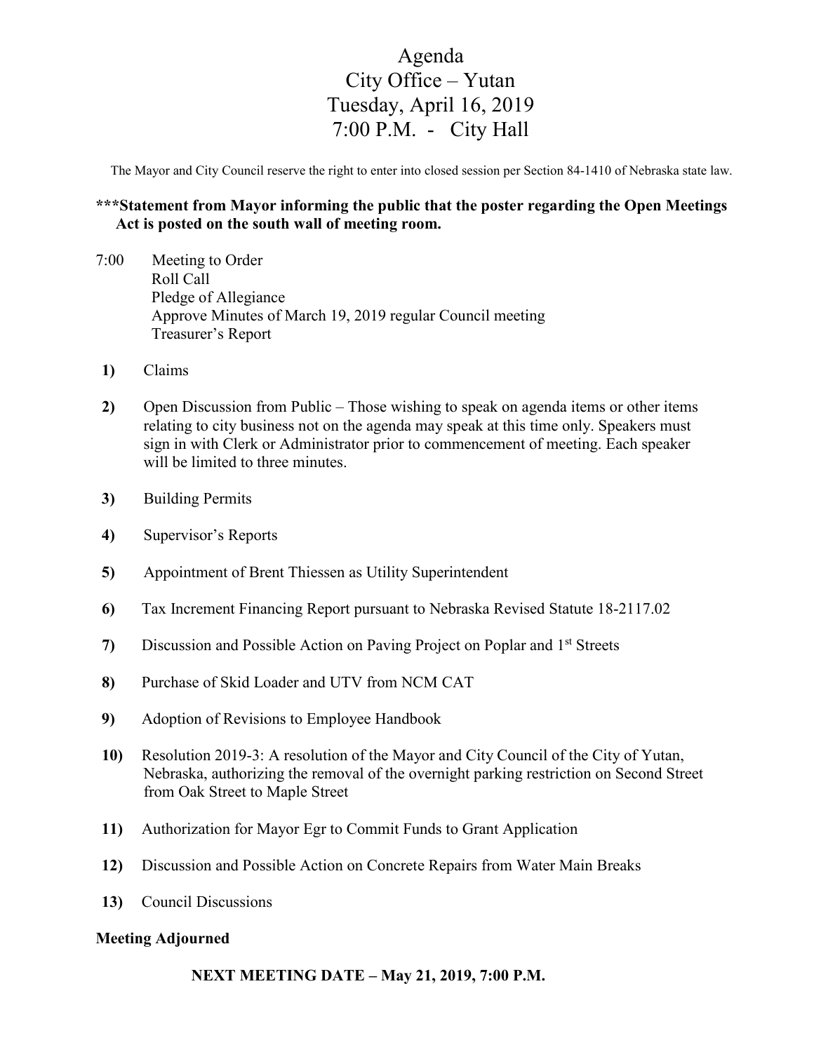# Agenda
## City Office – Yutan
## Tuesday, April 16, 2019
## 7:00 P.M. - City Hall

The Mayor and City Council reserve the right to enter into closed session per Section 84-1410 of Nebraska state law.

**\*\*\*Statement from Mayor informing the public that the poster regarding the Open Meetings Act is posted on the south wall of meeting room.**

7:00 Meeting to Order
Roll Call
Pledge of Allegiance
Approve Minutes of March 19, 2019 regular Council meeting
Treasurer's Report

1) Claims

2) Open Discussion from Public – Those wishing to speak on agenda items or other items relating to city business not on the agenda may speak at this time only. Speakers must sign in with Clerk or Administrator prior to commencement of meeting. Each speaker will be limited to three minutes.

3) Building Permits

4) Supervisor's Reports

5) Appointment of Brent Thiessen as Utility Superintendent

6) Tax Increment Financing Report pursuant to Nebraska Revised Statute 18-2117.02

7) Discussion and Possible Action on Paving Project on Poplar and 1st Streets

8) Purchase of Skid Loader and UTV from NCM CAT

9) Adoption of Revisions to Employee Handbook

10) Resolution 2019-3: A resolution of the Mayor and City Council of the City of Yutan, Nebraska, authorizing the removal of the overnight parking restriction on Second Street from Oak Street to Maple Street

11) Authorization for Mayor Egr to Commit Funds to Grant Application

12) Discussion and Possible Action on Concrete Repairs from Water Main Breaks

13) Council Discussions

**Meeting Adjourned**

**NEXT MEETING DATE – May 21, 2019, 7:00 P.M.**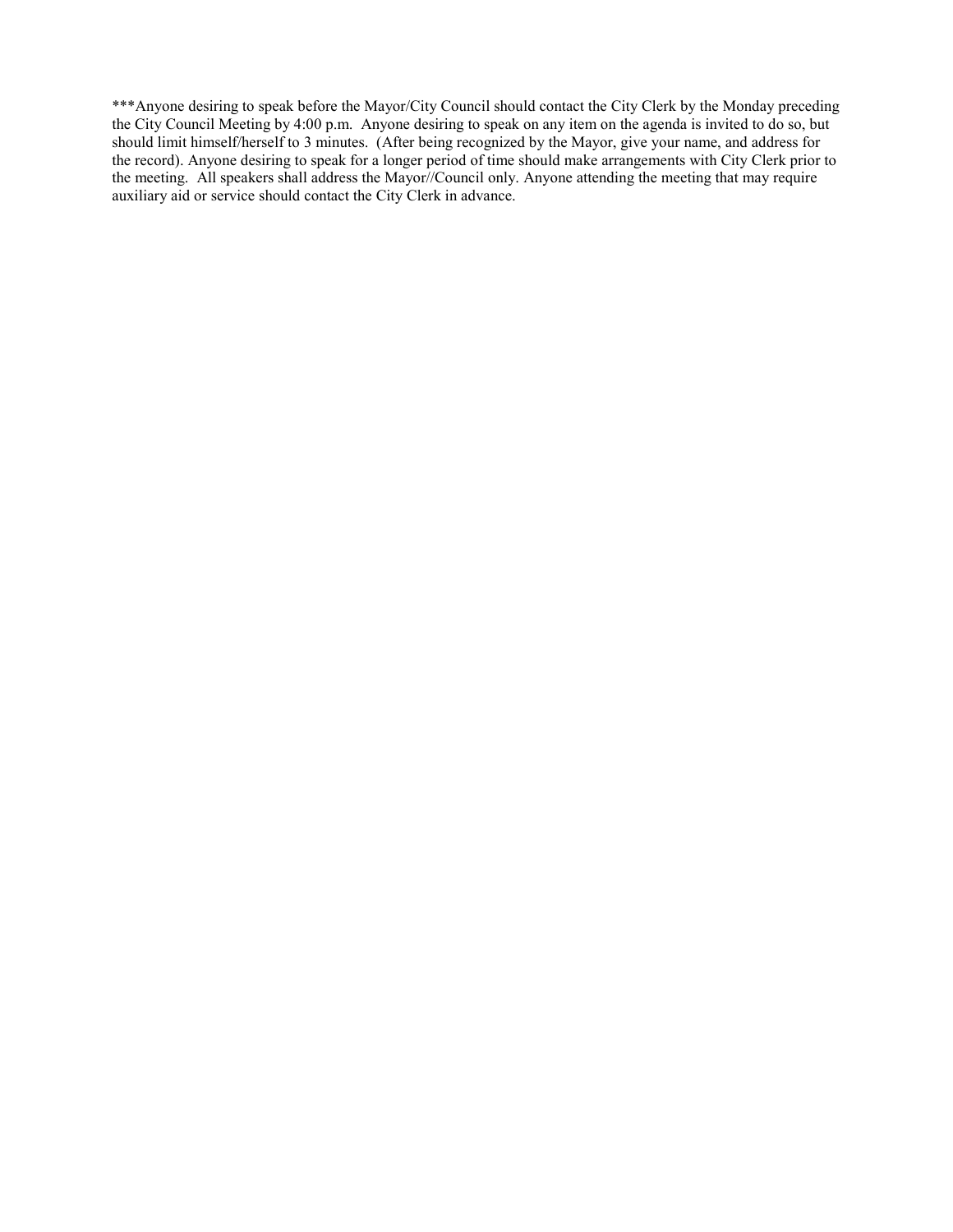***Anyone desiring to speak before the Mayor/City Council should contact the City Clerk by the Monday preceding the City Council Meeting by 4:00 p.m. Anyone desiring to speak on any item on the agenda is invited to do so, but should limit himself/herself to 3 minutes. (After being recognized by the Mayor, give your name, and address for the record). Anyone desiring to speak for a longer period of time should make arrangements with City Clerk prior to the meeting. All speakers shall address the Mayor//Council only. Anyone attending the meeting that may require auxiliary aid or service should contact the City Clerk in advance.